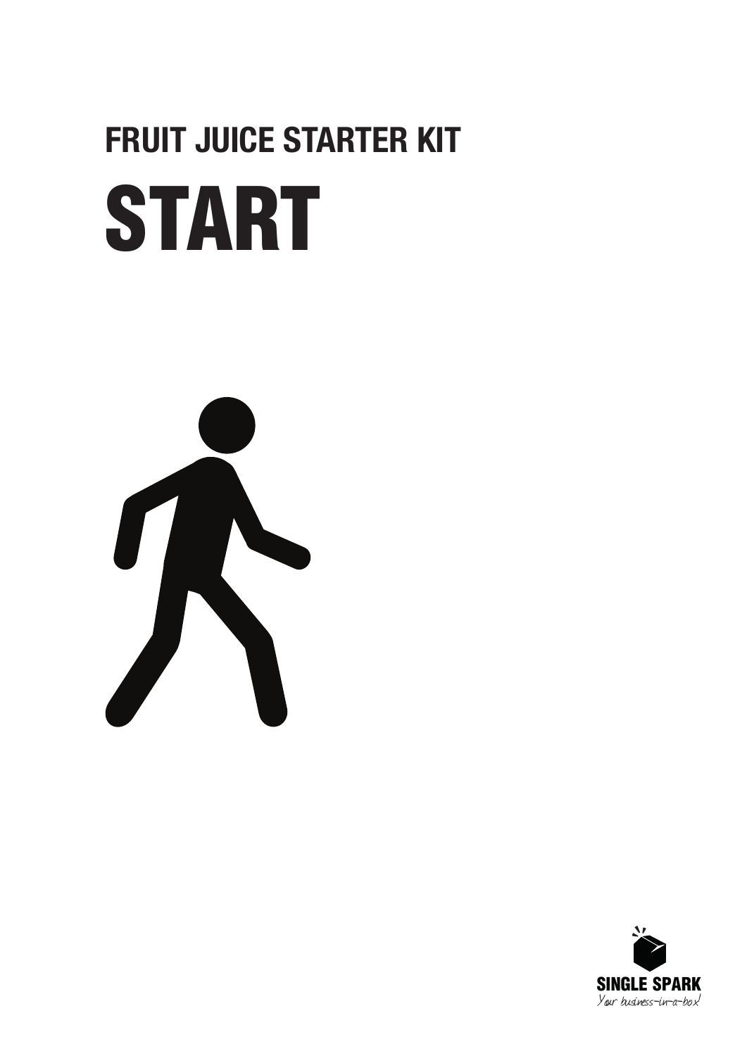## FRUIT JUICE STARTER KIT

# START

**SINGLE SPARK**

*Your business-in-a-box!*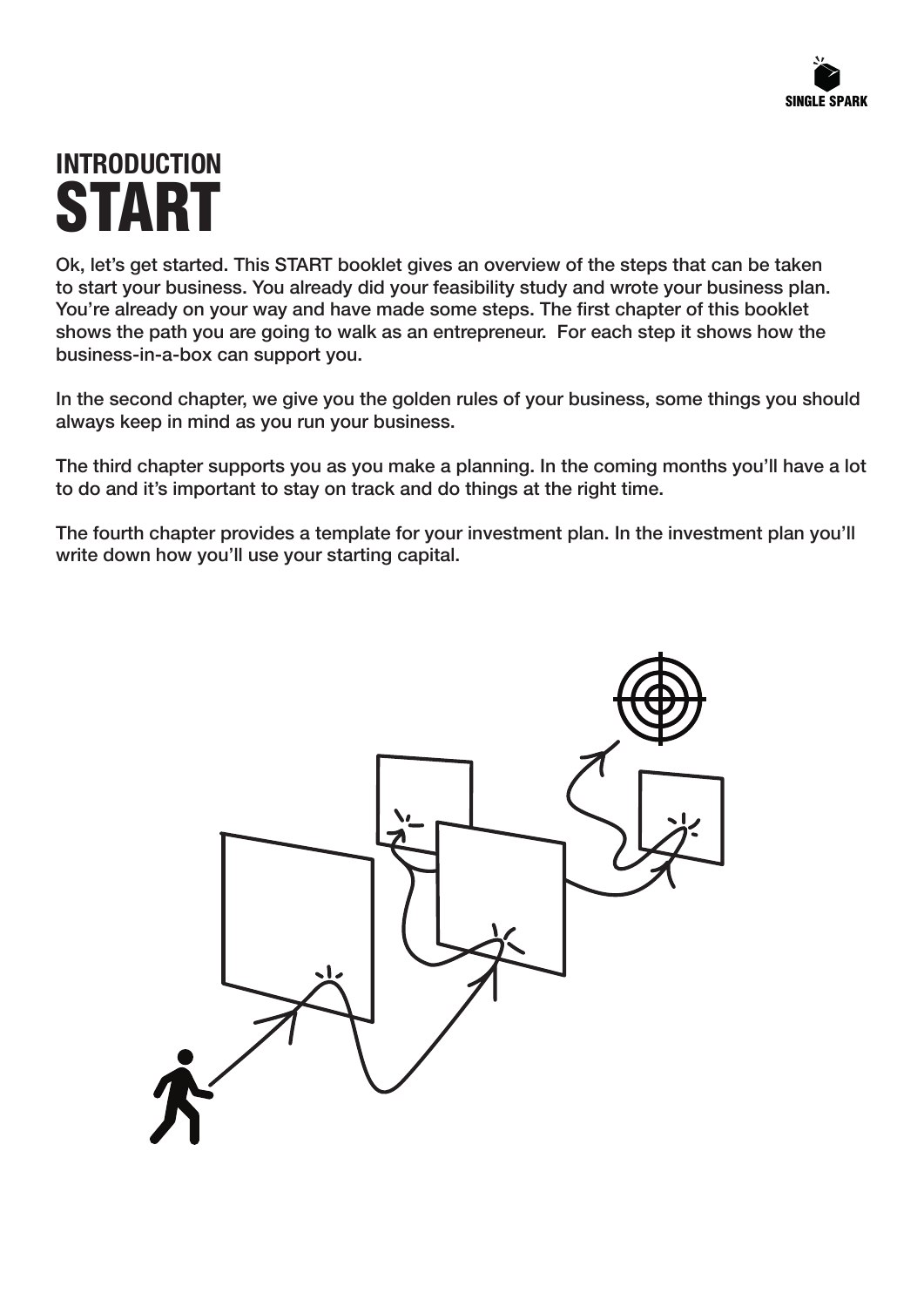# INTRODUCTION
# START

Ok, let's get started. This START booklet gives an overview of the steps that can be taken to start your business. You already did your feasibility study and wrote your business plan. You're already on your way and have made some steps. The first chapter of this booklet shows the path you are going to walk as an entrepreneur. For each step it shows how the business-in-a-box can support you.

In the second chapter, we give you the golden rules of your business, some things you should always keep in mind as you run your business.

The third chapter supports you as you make a planning. In the coming months you'll have a lot to do and it's important to stay on track and do things at the right time.

The fourth chapter provides a template for your investment plan. In the investment plan you'll write down how you'll use your starting capital.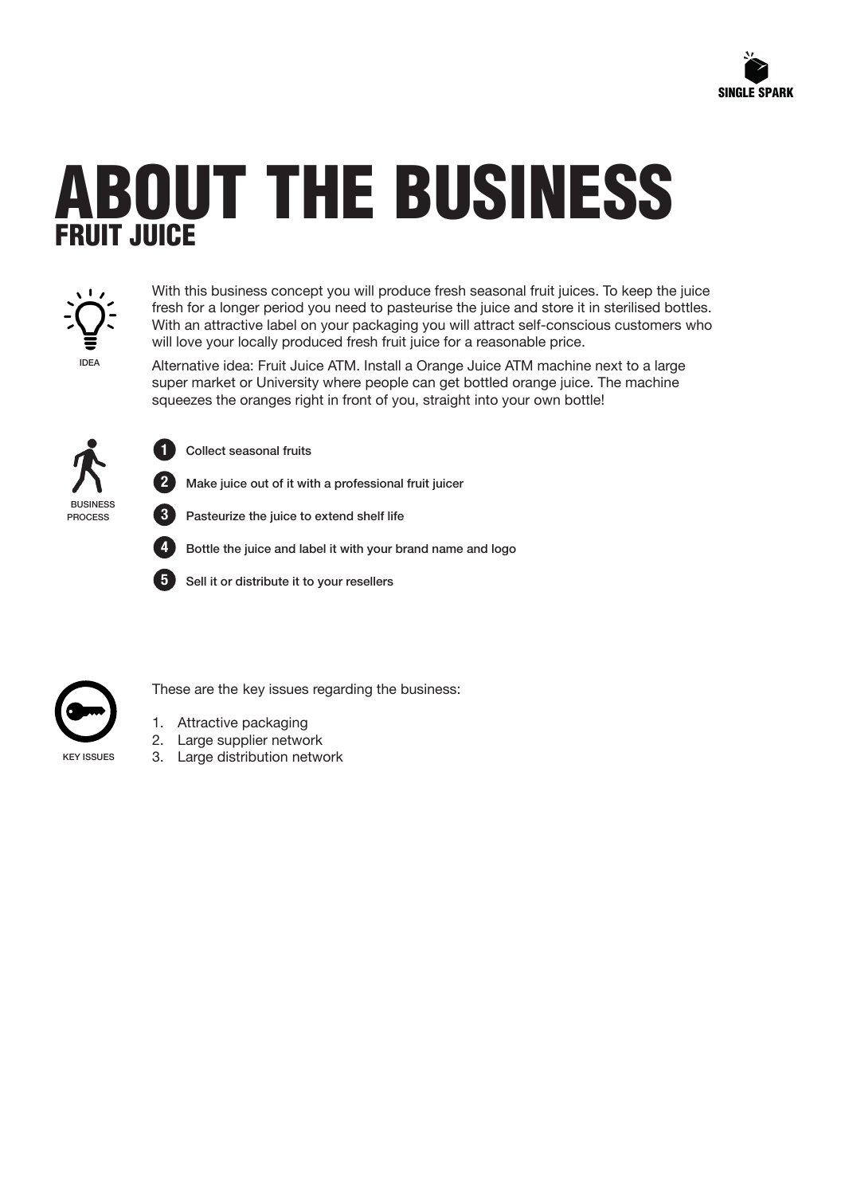# ABOUT THE BUSINESS

## FRUIT JUICE

IDEA

With this business concept you will produce fresh seasonal fruit juices. To keep the juice fresh for a longer period you need to pasteurise the juice and store it in sterilised bottles. With an attractive label on your packaging you will attract self-conscious customers who will love your locally produced fresh fruit juice for a reasonable price.

Alternative idea: Fruit Juice ATM. Install a Orange Juice ATM machine next to a large super market or University where people can get bottled orange juice. The machine squeezes the oranges right in front of you, straight into your own bottle!

BUSINESS PROCESS

1. Collect seasonal fruits
2. Make juice out of it with a professional fruit juicer
3. Pasteurize the juice to extend shelf life
4. Bottle the juice and label it with your brand name and logo
5. Sell it or distribute it to your resellers

KEY ISSUES

These are the key issues regarding the business:

1. Attractive packaging
2. Large supplier network
3. Large distribution network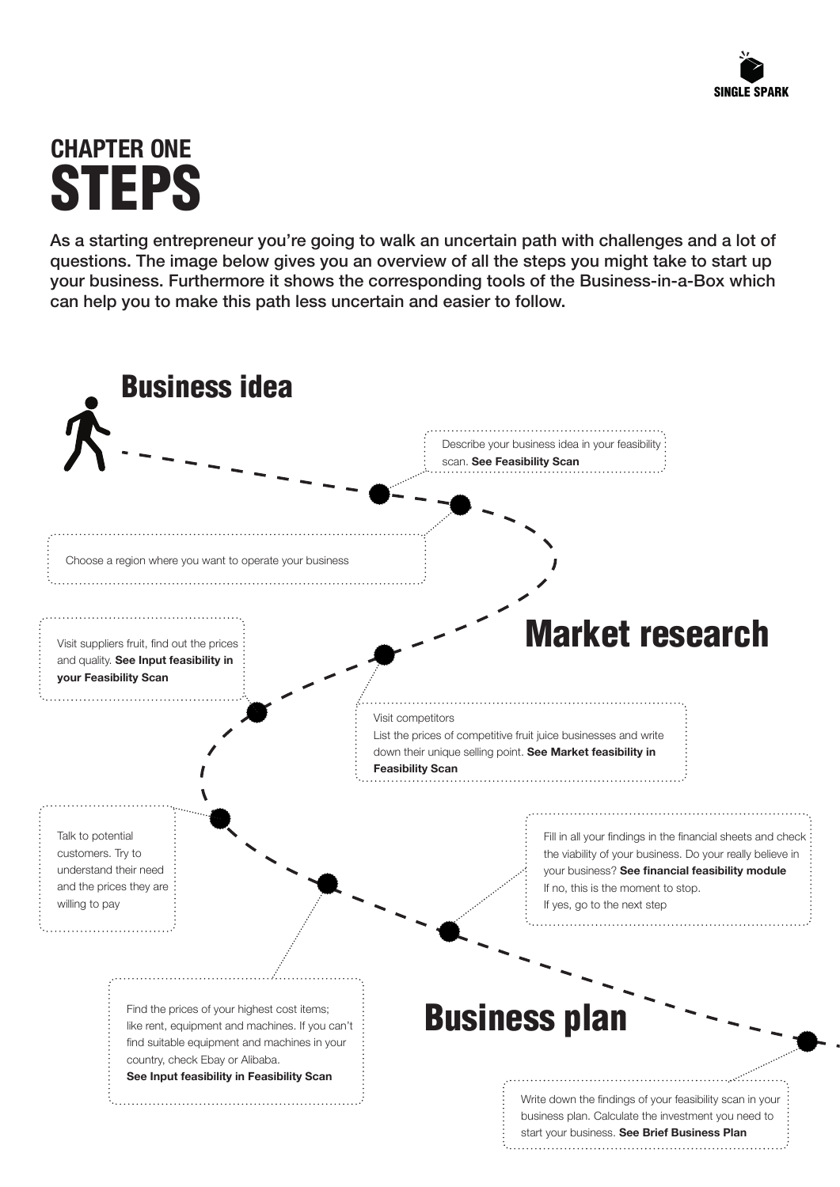# CHAPTER ONE
# STEPS

**As a starting entrepreneur you're going to walk an uncertain path with challenges and a lot of questions. The image below gives you an overview of all the steps you might take to start up your business. Furthermore it shows the corresponding tools of the Business-in-a-Box which can help you to make this path less uncertain and easier to follow.**

## Business idea

Describe your business idea in your feasibility scan. **See Feasibility Scan**

Choose a region where you want to operate your business

## Market research

Visit suppliers fruit, find out the prices and quality. **See Input feasibility in your Feasibility Scan**

Visit competitors
List the prices of competitive fruit juice businesses and write down their unique selling point. **See Market feasibility in Feasibility Scan**

Talk to potential customers. Try to understand their need and the prices they are willing to pay

Find the prices of your highest cost items; like rent, equipment and machines. If you can't find suitable equipment and machines in your country, check Ebay or Alibaba.
**See Input feasibility in Feasibility Scan**

Fill in all your findings in the financial sheets and check the viability of your business. Do your really believe in your business? **See financial feasibility module**
If no, this is the moment to stop.
If yes, go to the next step

## Business plan

Write down the findings of your feasibility scan in your business plan. Calculate the investment you need to start your business. **See Brief Business Plan**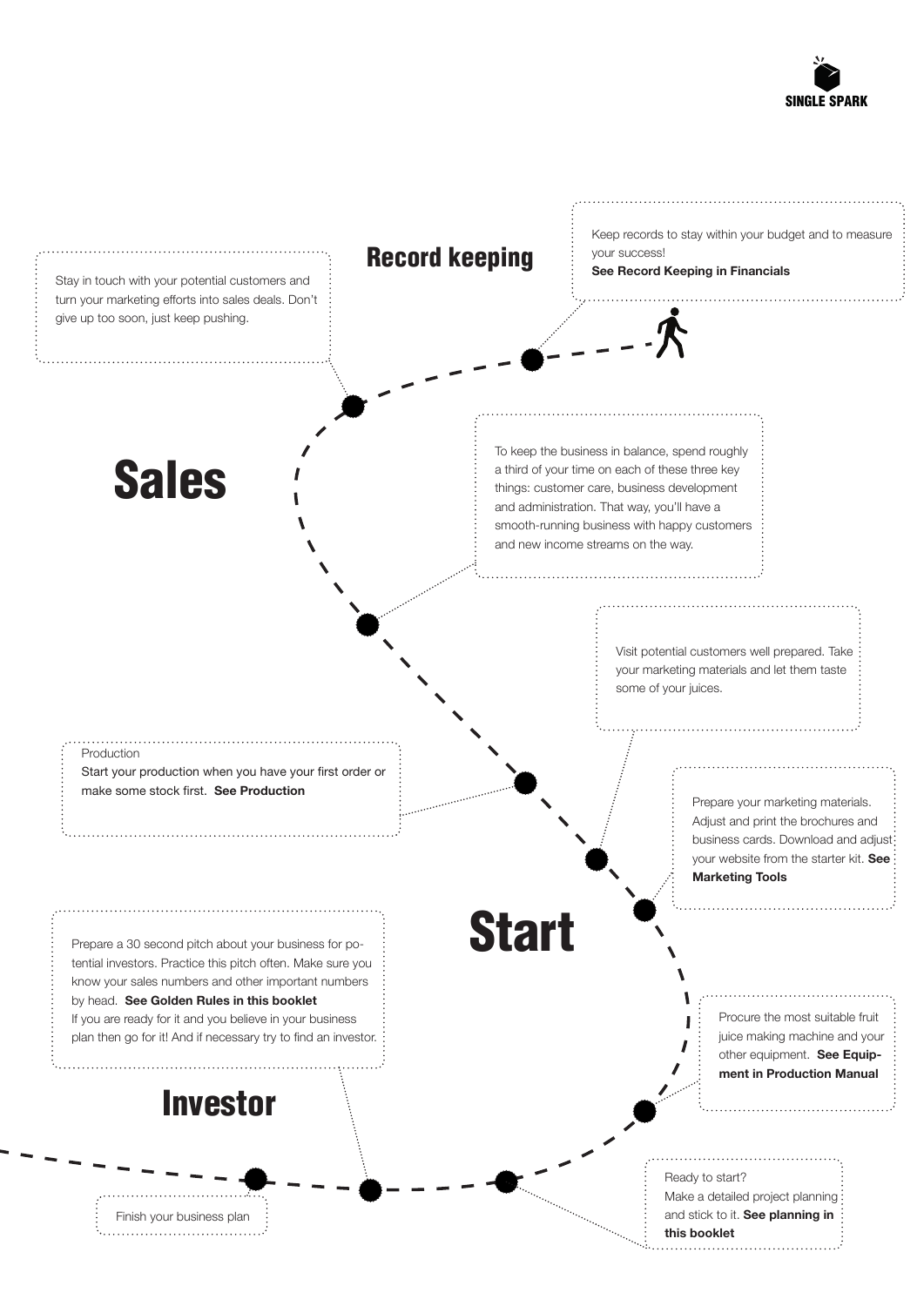## Record keeping

Keep records to stay within your budget and to measure your success!
**See Record Keeping in Financials**

Stay in touch with your potential customers and turn your marketing efforts into sales deals. Don't give up too soon, just keep pushing.

# Sales

To keep the business in balance, spend roughly a third of your time on each of these three key things: customer care, business development and administration. That way, you'll have a smooth-running business with happy customers and new income streams on the way.

Visit potential customers well prepared. Take your marketing materials and let them taste some of your juices.

Production
Start your production when you have your first order or make some stock first. **See Production**

Prepare your marketing materials. Adjust and print the brochures and business cards. Download and adjust your website from the starter kit. **See Marketing Tools**

# Start

Prepare a 30 second pitch about your business for potential investors. Practice this pitch often. Make sure you know your sales numbers and other important numbers by head. **See Golden Rules in this booklet**
If you are ready for it and you believe in your business plan then go for it! And if necessary try to find an investor.

Procure the most suitable fruit juice making machine and your other equipment. **See Equipment in Production Manual**

## Investor

Ready to start?
Make a detailed project planning and stick to it. **See planning in this booklet**

Finish your business plan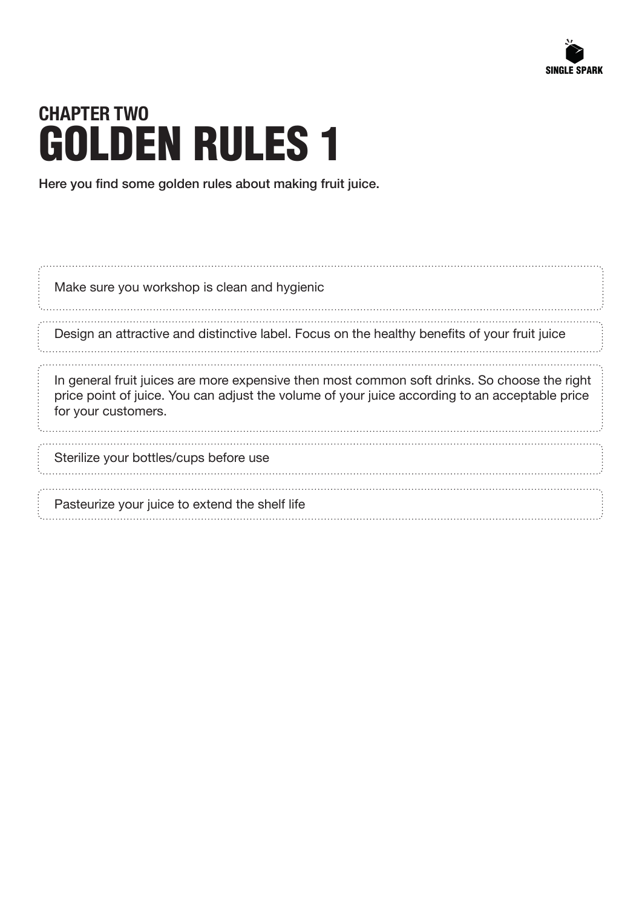## CHAPTER TWO

# GOLDEN RULES 1

Here you find some golden rules about making fruit juice.

Make sure you workshop is clean and hygienic

Design an attractive and distinctive label. Focus on the healthy benefits of your fruit juice

In general fruit juices are more expensive then most common soft drinks. So choose the right price point of juice. You can adjust the volume of your juice according to an acceptable price for your customers.

Sterilize your bottles/cups before use

Pasteurize your juice to extend the shelf life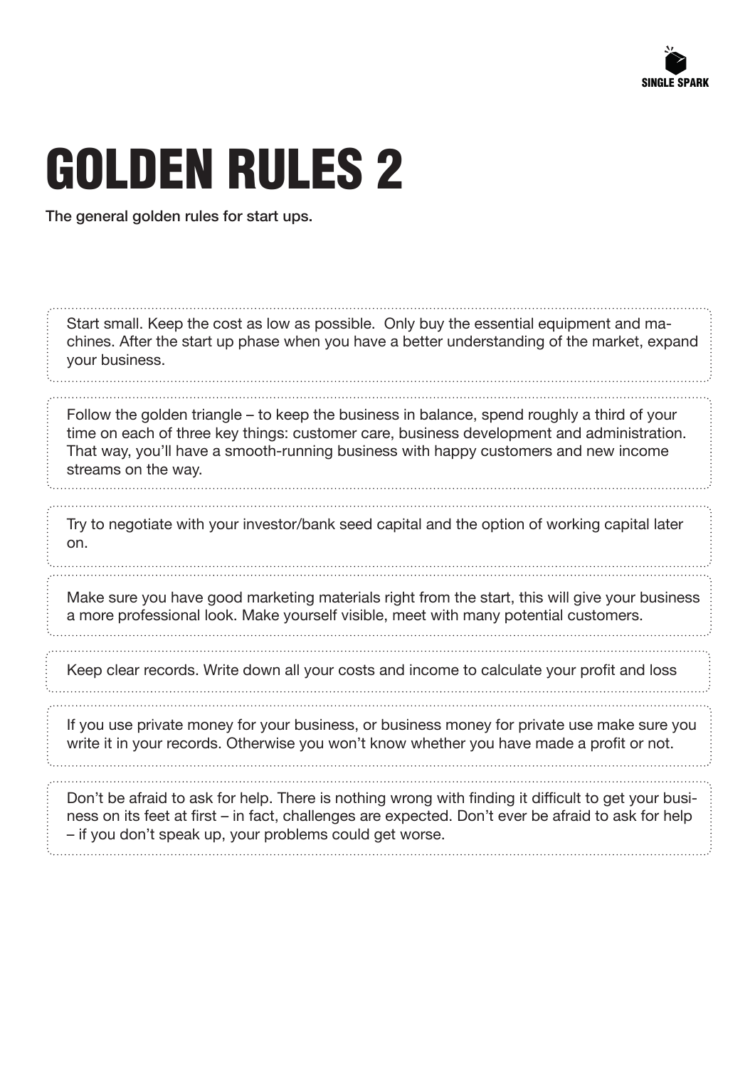# GOLDEN RULES 2

**The general golden rules for start ups.**

Start small. Keep the cost as low as possible. Only buy the essential equipment and machines. After the start up phase when you have a better understanding of the market, expand your business.

Follow the golden triangle – to keep the business in balance, spend roughly a third of your time on each of three key things: customer care, business development and administration. That way, you'll have a smooth-running business with happy customers and new income streams on the way.

Try to negotiate with your investor/bank seed capital and the option of working capital later on.

Make sure you have good marketing materials right from the start, this will give your business a more professional look. Make yourself visible, meet with many potential customers.

Keep clear records. Write down all your costs and income to calculate your profit and loss

If you use private money for your business, or business money for private use make sure you write it in your records. Otherwise you won't know whether you have made a profit or not.

Don't be afraid to ask for help. There is nothing wrong with finding it difficult to get your business on its feet at first – in fact, challenges are expected. Don't ever be afraid to ask for help – if you don't speak up, your problems could get worse.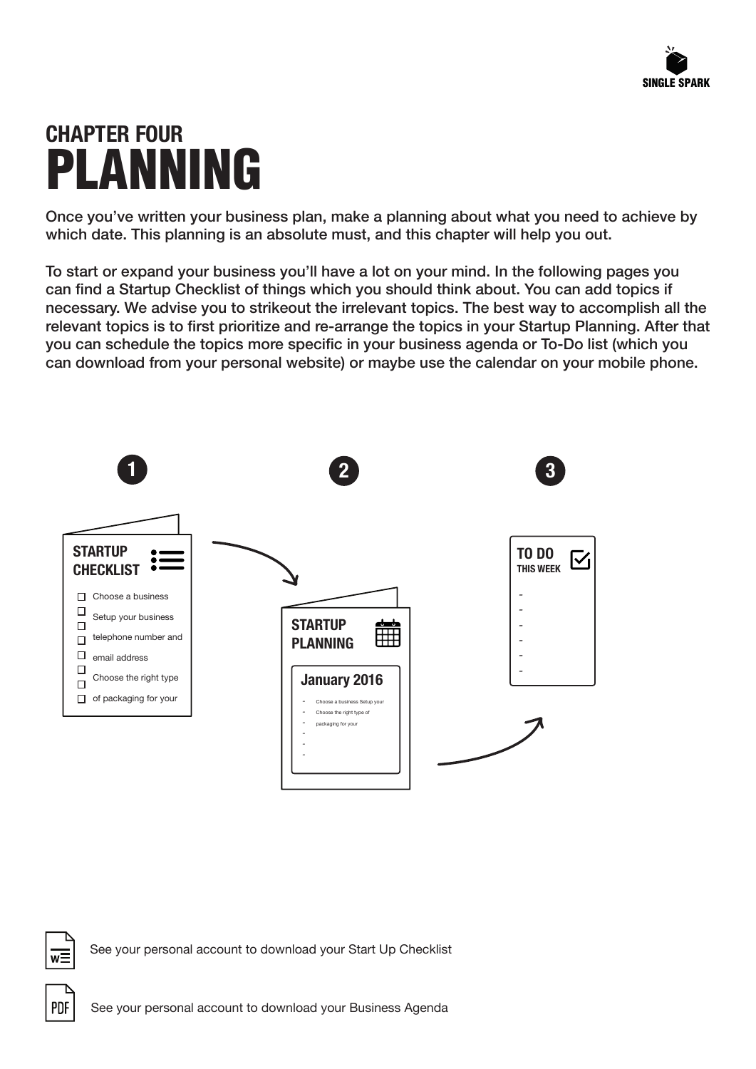# CHAPTER FOUR
# PLANNING

Once you've written your business plan, make a planning about what you need to achieve by which date. This planning is an absolute must, and this chapter will help you out.

To start or expand your business you'll have a lot on your mind. In the following pages you can find a Startup Checklist of things which you should think about. You can add topics if necessary. We advise you to strikeout the irrelevant topics. The best way to accomplish all the relevant topics is to first prioritize and re-arrange the topics in your Startup Planning. After that you can schedule the topics more specific in your business agenda or To-Do list (which you can download from your personal website) or maybe use the calendar on your mobile phone.

**1**

**STARTUP CHECKLIST**

- ☐ Choose a business
- ☐ Setup your business
- ☐ telephone number and
- ☐ email address
- ☐ Choose the right type
- ☐ of packaging for your

**2**

**STARTUP PLANNING**

**January 2016**

- Choose a business Setup your
- Choose the right type of
- packaging for your
-
-
-

**3**

**TO DO THIS WEEK**

-
-
-
-
-
-

See your personal account to download your Start Up Checklist

See your personal account to download your Business Agenda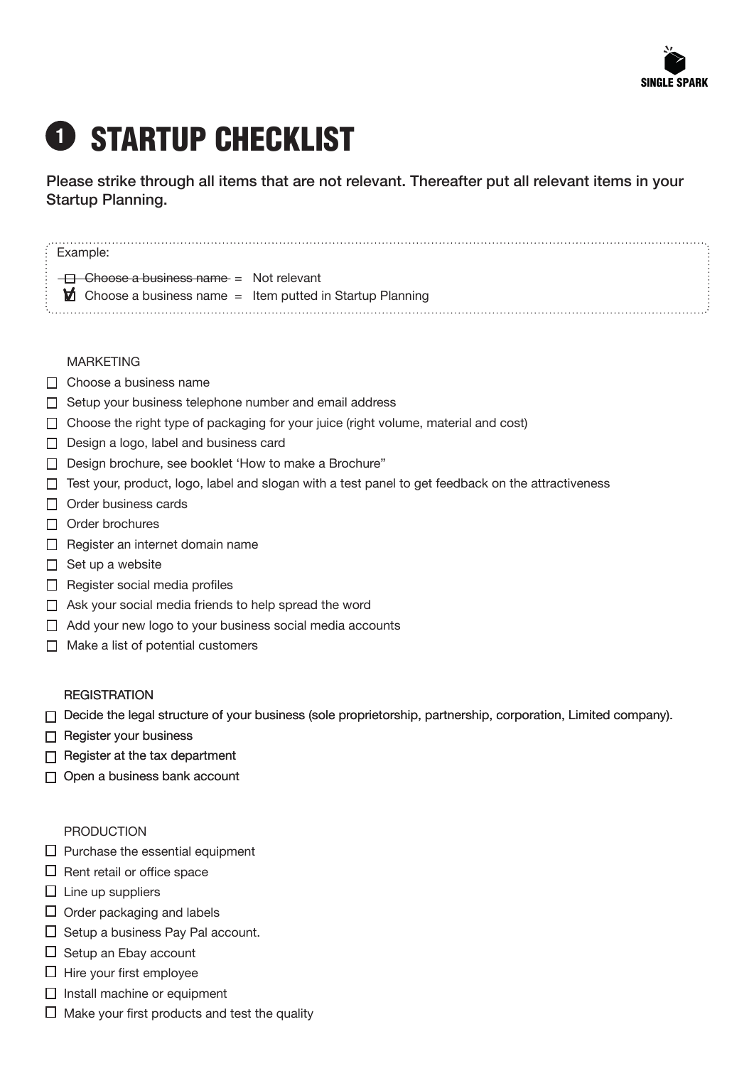SINGLE SPARK

# 1 STARTUP CHECKLIST

Please strike through all items that are not relevant. Thereafter put all relevant items in your Startup Planning.

Example:

- ~~☐ Choose a business name~~ = Not relevant
- ☑ Choose a business name = Item putted in Startup Planning

MARKETING

- ☐ Choose a business name
- ☐ Setup your business telephone number and email address
- ☐ Choose the right type of packaging for your juice (right volume, material and cost)
- ☐ Design a logo, label and business card
- ☐ Design brochure, see booklet 'How to make a Brochure"
- ☐ Test your, product, logo, label and slogan with a test panel to get feedback on the attractiveness
- ☐ Order business cards
- ☐ Order brochures
- ☐ Register an internet domain name
- ☐ Set up a website
- ☐ Register social media profiles
- ☐ Ask your social media friends to help spread the word
- ☐ Add your new logo to your business social media accounts
- ☐ Make a list of potential customers

REGISTRATION

- ☐ Decide the legal structure of your business (sole proprietorship, partnership, corporation, Limited company).
- ☐ Register your business
- ☐ Register at the tax department
- ☐ Open a business bank account

PRODUCTION

- ☐ Purchase the essential equipment
- ☐ Rent retail or office space
- ☐ Line up suppliers
- ☐ Order packaging and labels
- ☐ Setup a business Pay Pal account.
- ☐ Setup an Ebay account
- ☐ Hire your first employee
- ☐ Install machine or equipment
- ☐ Make your first products and test the quality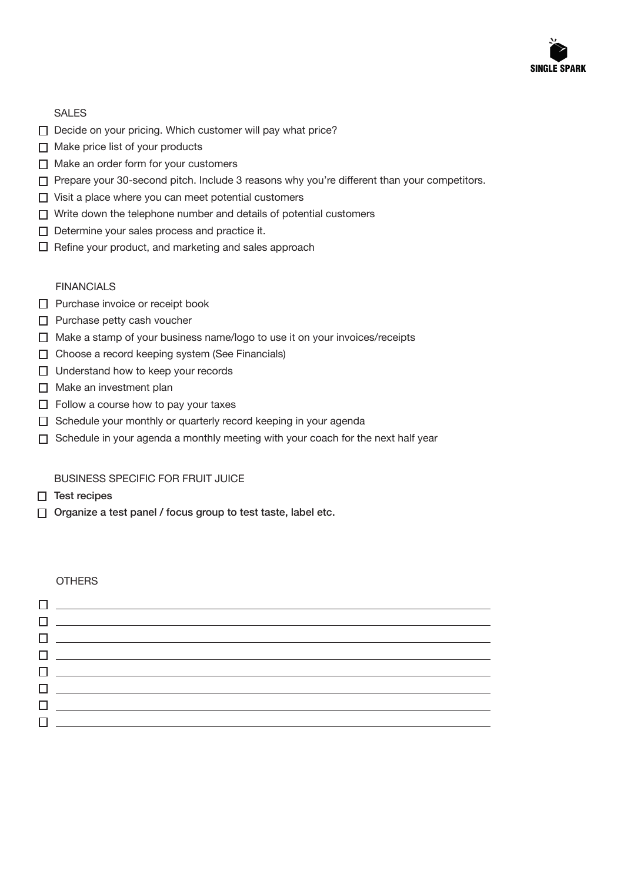## SALES

- [ ] Decide on your pricing. Which customer will pay what price?
- [ ] Make price list of your products
- [ ] Make an order form for your customers
- [ ] Prepare your 30-second pitch. Include 3 reasons why you're different than your competitors.
- [ ] Visit a place where you can meet potential customers
- [ ] Write down the telephone number and details of potential customers
- [ ] Determine your sales process and practice it.
- [ ] Refine your product, and marketing and sales approach

## FINANCIALS

- [ ] Purchase invoice or receipt book
- [ ] Purchase petty cash voucher
- [ ] Make a stamp of your business name/logo to use it on your invoices/receipts
- [ ] Choose a record keeping system (See Financials)
- [ ] Understand how to keep your records
- [ ] Make an investment plan
- [ ] Follow a course how to pay your taxes
- [ ] Schedule your monthly or quarterly record keeping in your agenda
- [ ] Schedule in your agenda a monthly meeting with your coach for the next half year

## BUSINESS SPECIFIC FOR FRUIT JUICE

- [ ] Test recipes
- [ ] Organize a test panel / focus group to test taste, label etc.

## OTHERS

- [ ] ______________________________
- [ ] ______________________________
- [ ] ______________________________
- [ ] ______________________________
- [ ] ______________________________
- [ ] ______________________________
- [ ] ______________________________
- [ ] ______________________________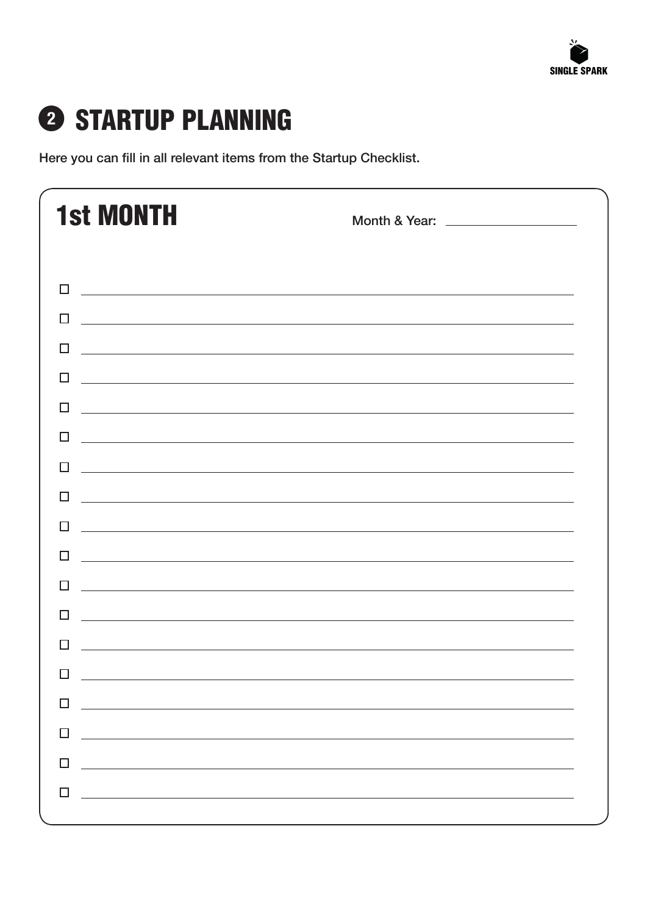# 2 STARTUP PLANNING

Here you can fill in all relevant items from the Startup Checklist.

## 1st MONTH

Month & Year: ____________________

- [ ] ______________________________
- [ ] ______________________________
- [ ] ______________________________
- [ ] ______________________________
- [ ] ______________________________
- [ ] ______________________________
- [ ] ______________________________
- [ ] ______________________________
- [ ] ______________________________
- [ ] ______________________________
- [ ] ______________________________
- [ ] ______________________________
- [ ] ______________________________
- [ ] ______________________________
- [ ] ______________________________
- [ ] ______________________________
- [ ] ______________________________
- [ ] ______________________________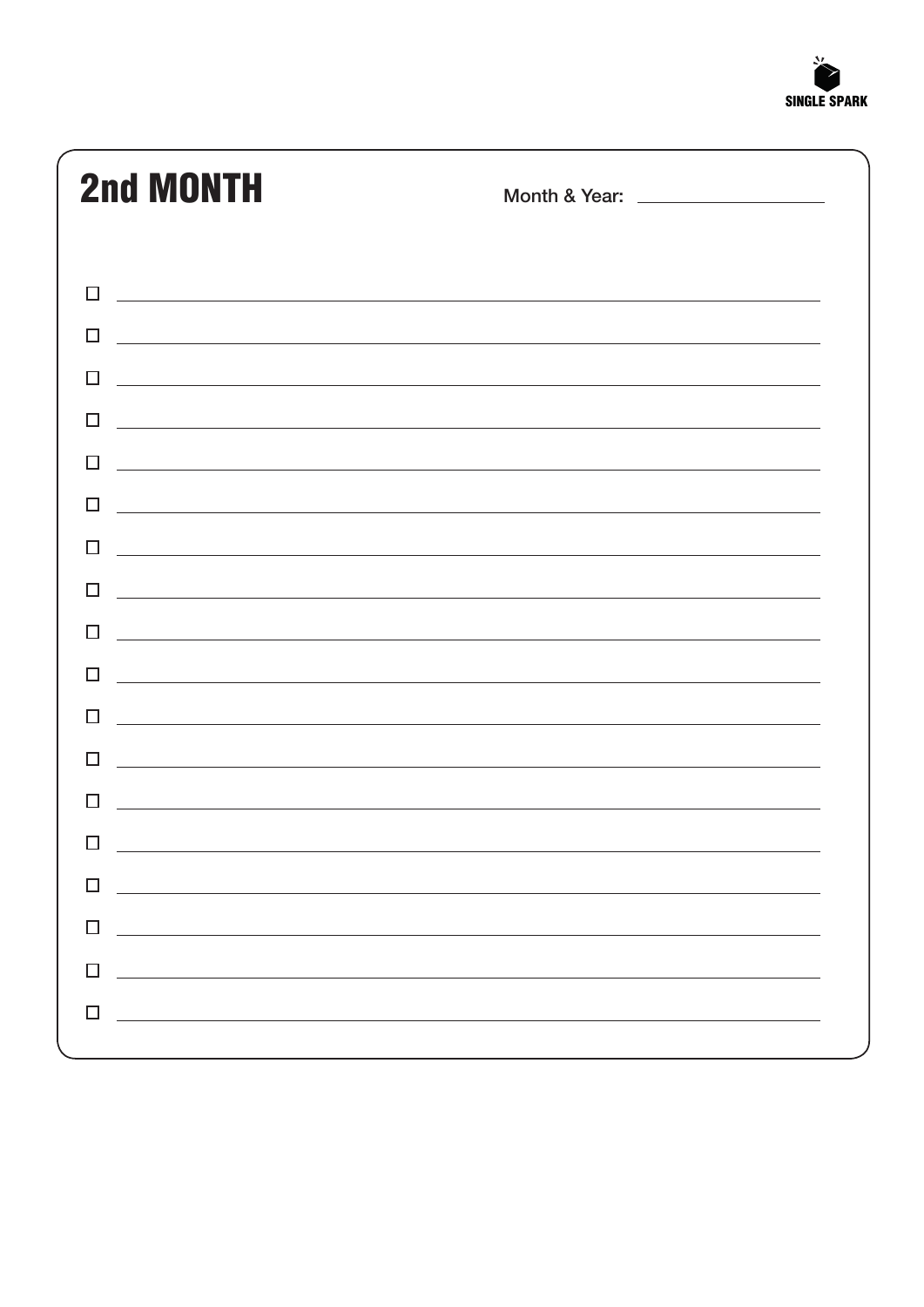# 2nd MONTH

Month & Year: ____________________

- [ ] ______________________________
- [ ] ______________________________
- [ ] ______________________________
- [ ] ______________________________
- [ ] ______________________________
- [ ] ______________________________
- [ ] ______________________________
- [ ] ______________________________
- [ ] ______________________________
- [ ] ______________________________
- [ ] ______________________________
- [ ] ______________________________
- [ ] ______________________________
- [ ] ______________________________
- [ ] ______________________________
- [ ] ______________________________
- [ ] ______________________________
- [ ] ______________________________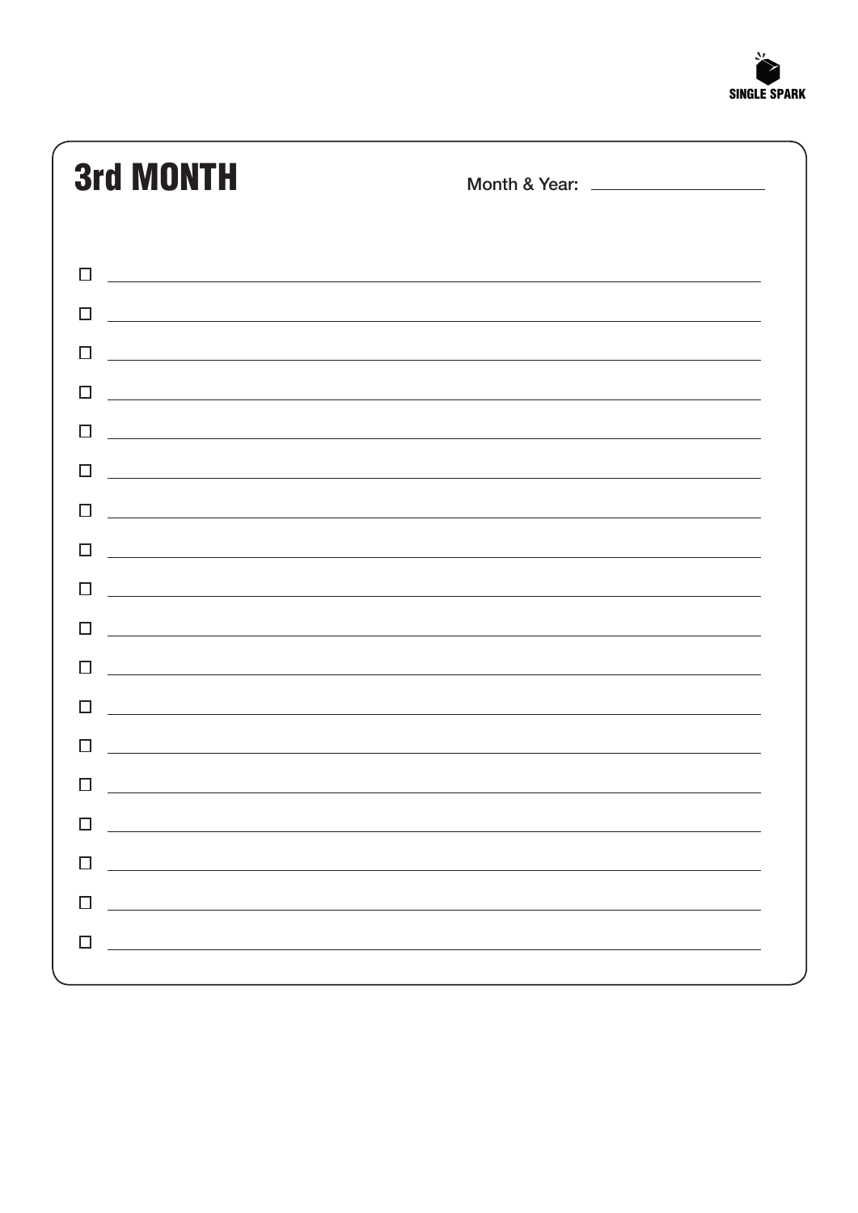# 3rd MONTH

Month & Year: ____________________

- [ ] ______________________________________________
- [ ] ______________________________________________
- [ ] ______________________________________________
- [ ] ______________________________________________
- [ ] ______________________________________________
- [ ] ______________________________________________
- [ ] ______________________________________________
- [ ] ______________________________________________
- [ ] ______________________________________________
- [ ] ______________________________________________
- [ ] ______________________________________________
- [ ] ______________________________________________
- [ ] ______________________________________________
- [ ] ______________________________________________
- [ ] ______________________________________________
- [ ] ______________________________________________
- [ ] ______________________________________________
- [ ] ______________________________________________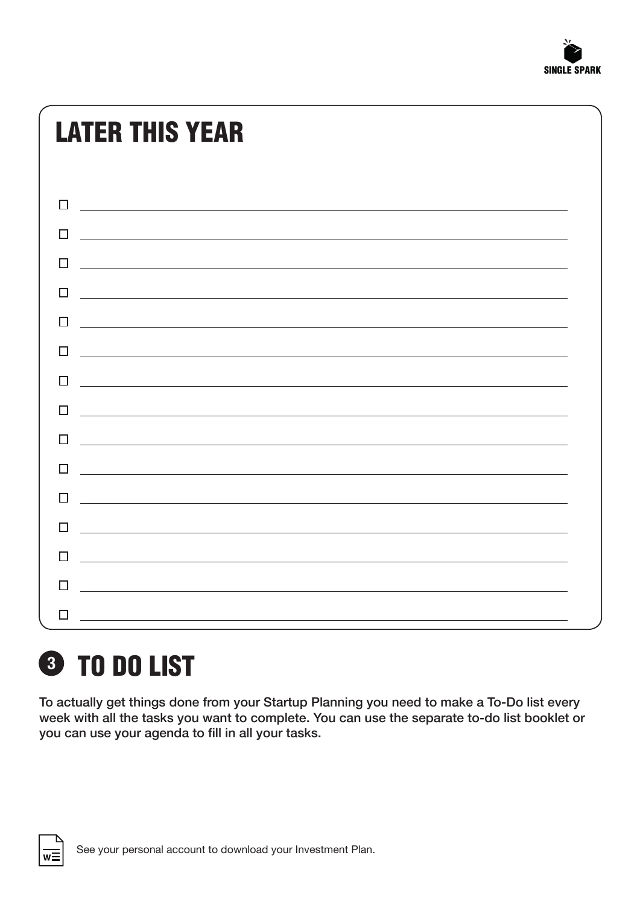## LATER THIS YEAR

- [ ] ______________________________
- [ ] ______________________________
- [ ] ______________________________
- [ ] ______________________________
- [ ] ______________________________
- [ ] ______________________________
- [ ] ______________________________
- [ ] ______________________________
- [ ] ______________________________
- [ ] ______________________________
- [ ] ______________________________
- [ ] ______________________________
- [ ] ______________________________
- [ ] ______________________________
- [ ] ______________________________

# 3 TO DO LIST

**To actually get things done from your Startup Planning you need to make a To-Do list every week with all the tasks you want to complete. You can use the separate to-do list booklet or you can use your agenda to fill in all your tasks.**

See your personal account to download your Investment Plan.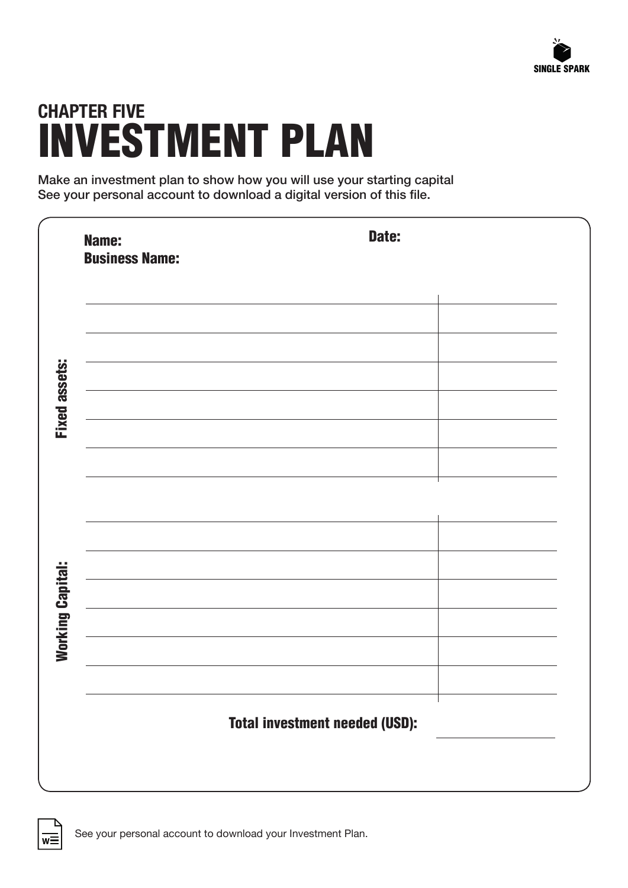SINGLE SPARK

## CHAPTER FIVE

# INVESTMENT PLAN

Make an investment plan to show how you will use your starting capital
See your personal account to download a digital version of this file.

**Name:**

**Date:**

**Business Name:**

**Fixed assets:**

| | |
|---|---|
| | |
| | |
| | |
| | |
| | |
| | |

**Working Capital:**

| | |
|---|---|
| | |
| | |
| | |
| | |
| | |
| | |

**Total investment needed (USD):** ______

See your personal account to download your Investment Plan.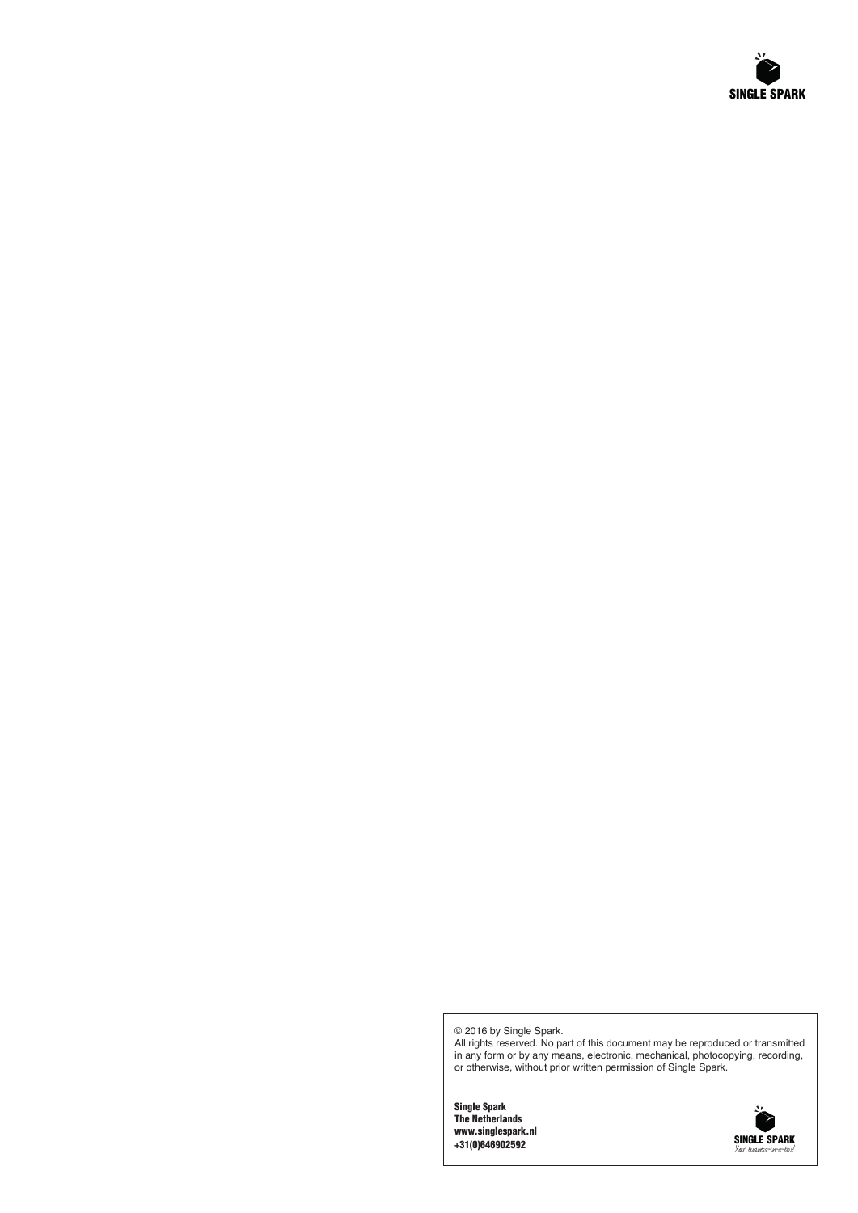SINGLE SPARK

© 2016 by Single Spark.
All rights reserved. No part of this document may be reproduced or transmitted in any form or by any means, electronic, mechanical, photocopying, recording, or otherwise, without prior written permission of Single Spark.

**Single Spark**
**The Netherlands**
**www.singlespark.nl**
**+31(0)646902592**

SINGLE SPARK
*Your business-in-a-box!*